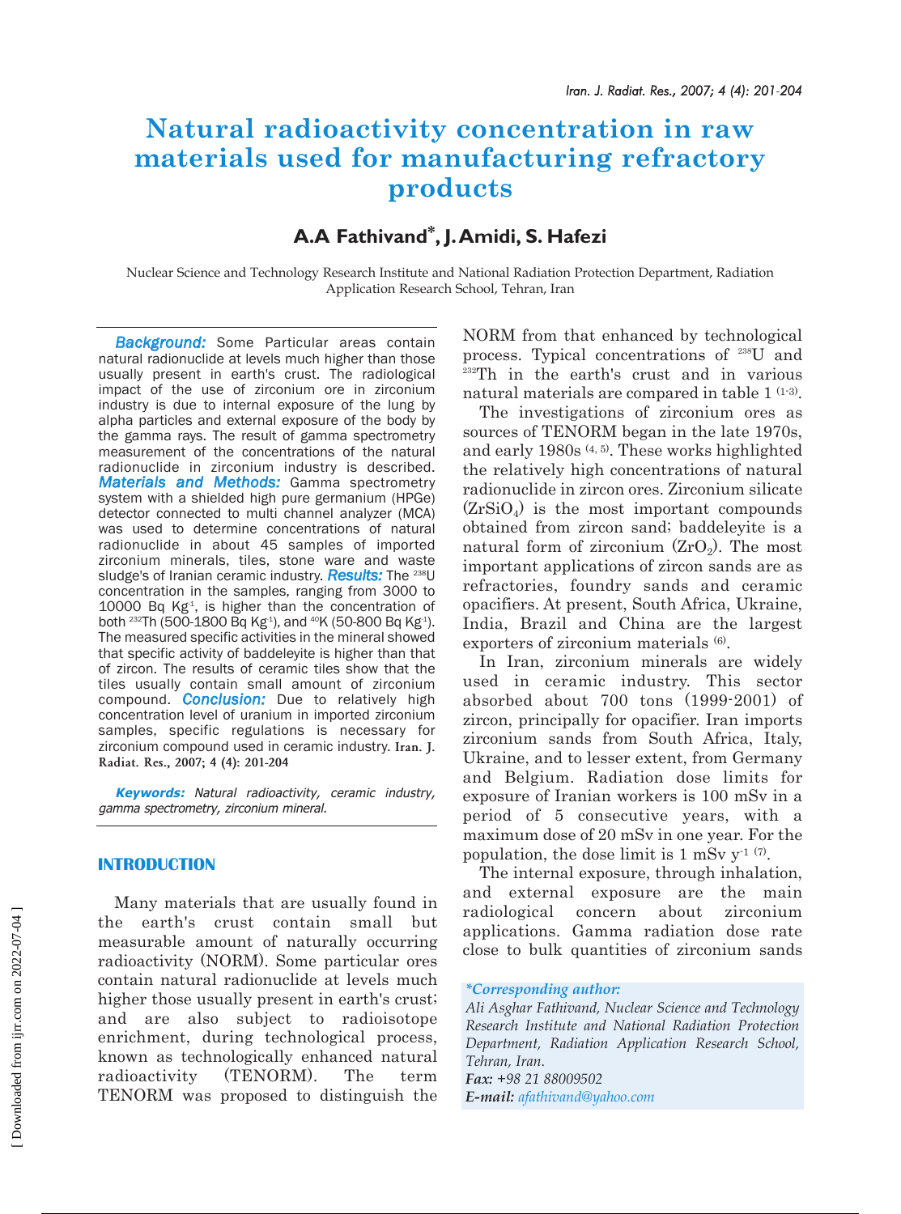# Natural radioactivity concentration in raw materials used for manufacturing refractory products

## A.A Fathivand*, J. Amidi, S. Hafezi

Nuclear Science and Technology Research Institute and National Radiation Protection Department, Radiation Application Research School, Tehran, Iran

***Background:*** Some Particular areas contain natural radionuclide at levels much higher than those usually present in earth's crust. The radiological impact of the use of zirconium ore in zirconium industry is due to internal exposure of the lung by alpha particles and external exposure of the body by the gamma rays. The result of gamma spectrometry measurement of the concentrations of the natural radionuclide in zirconium industry is described. ***Materials and Methods:*** Gamma spectrometry system with a shielded high pure germanium (HPGe) detector connected to multi channel analyzer (MCA) was used to determine concentrations of natural radionuclide in about 45 samples of imported zirconium minerals, tiles, stone ware and waste sludge's of Iranian ceramic industry. ***Results:*** The $^{238}U$ concentration in the samples, ranging from 3000 to 10000 Bq $Kg^{-1}$, is higher than the concentration of both $^{232}Th$ (500-1800 Bq $Kg^{-1}$), and $^{40}K$ (50-800 Bq $Kg^{-1}$). The measured specific activities in the mineral showed that specific activity of baddeleyite is higher than that of zircon. The results of ceramic tiles show that the tiles usually contain small amount of zirconium compound. ***Conclusion:*** Due to relatively high concentration level of uranium in imported zirconium samples, specific regulations is necessary for zirconium compound used in ceramic industry. **Iran. J. Radiat. Res., 2007; 4 (4): 201-204**

***Keywords:*** *Natural radioactivity, ceramic industry, gamma spectrometry, zirconium mineral.*

## INTRODUCTION

Many materials that are usually found in the earth's crust contain small but measurable amount of naturally occurring radioactivity (NORM). Some particular ores contain natural radionuclide at levels much higher those usually present in earth's crust; and are also subject to radioisotope enrichment, during technological process, known as technologically enhanced natural radioactivity (TENORM). The term TENORM was proposed to distinguish the NORM from that enhanced by technological process. Typical concentrations of $^{238}U$ and $^{232}Th$ in the earth's crust and in various natural materials are compared in table 1 [1-3].

The investigations of zirconium ores as sources of TENORM began in the late 1970s, and early 1980s [4, 5]. These works highlighted the relatively high concentrations of natural radionuclide in zircon ores. Zirconium silicate ($ZrSiO_4$) is the most important compounds obtained from zircon sand; baddeleyite is a natural form of zirconium ($ZrO_2$). The most important applications of zircon sands are as refractories, foundry sands and ceramic opacifiers. At present, South Africa, Ukraine, India, Brazil and China are the largest exporters of zirconium materials [6].

In Iran, zirconium minerals are widely used in ceramic industry. This sector absorbed about 700 tons (1999-2001) of zircon, principally for opacifier. Iran imports zirconium sands from South Africa, Italy, Ukraine, and to lesser extent, from Germany and Belgium. Radiation dose limits for exposure of Iranian workers is 100 mSv in a period of 5 consecutive years, with a maximum dose of 20 mSv in one year. For the population, the dose limit is 1 mSv $y^{-1}$ [7].

The internal exposure, through inhalation, and external exposure are the main radiological concern about zirconium applications. Gamma radiation dose rate close to bulk quantities of zirconium sands

*\*Corresponding author:*
*Ali Asghar Fathivand, Nuclear Science and Technology Research Institute and National Radiation Protection Department, Radiation Application Research School, Tehran, Iran.*
***Fax:*** *+98 21 88009502*
***E-mail:*** *afathivand@yahoo.com*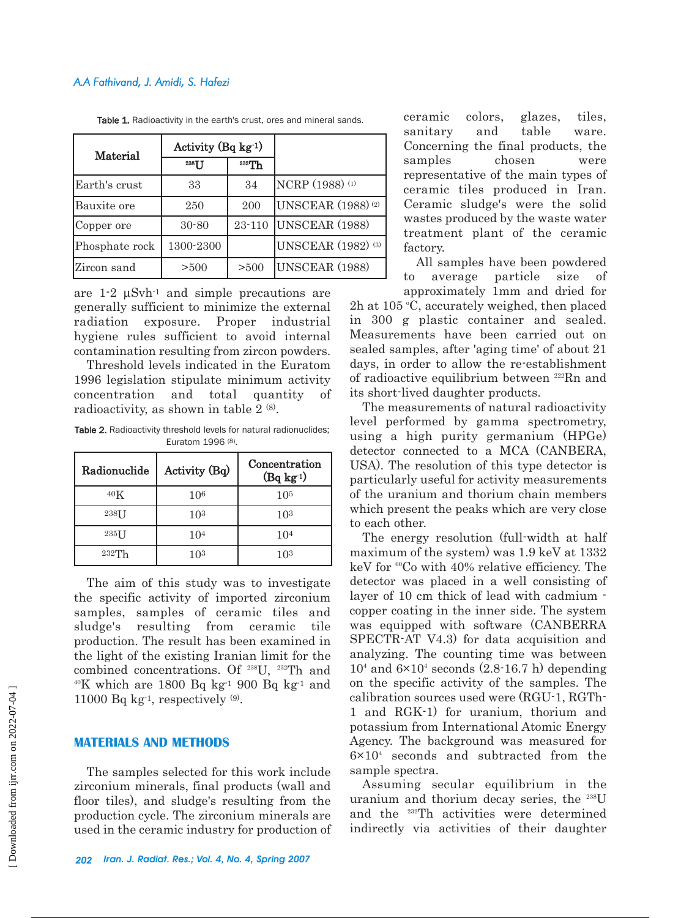**Table 1.** Radioactivity in the earth's crust, ores and mineral sands.

| Material | Activity (Bq kg$^{-1}$) | | |
|---|---|---|---|
| | $^{238}$U | $^{232}$Th | |
| Earth's crust | 33 | 34 | NCRP (1988) [1] |
| Bauxite ore | 250 | 200 | UNSCEAR (1988) [2] |
| Copper ore | 30-80 | 23-110 | UNSCEAR (1988) |
| Phosphate rock | 1300-2300 | | UNSCEAR (1982) [3] |
| Zircon sand | >500 | >500 | UNSCEAR (1988) |

are 1-2 μSvh$^{-1}$ and simple precautions are generally sufficient to minimize the external radiation exposure. Proper industrial hygiene rules sufficient to avoid internal contamination resulting from zircon powders.

Threshold levels indicated in the Euratom 1996 legislation stipulate minimum activity concentration and total quantity of radioactivity, as shown in table 2 [8].

**Table 2.** Radioactivity threshold levels for natural radionuclides; Euratom 1996 [8].

| Radionuclide | Activity (Bq) | Concentration (Bq kg$^{-1}$) |
|---|---|---|
| $^{40}$K | $10^6$ | $10^5$ |
| $^{238}$U | $10^3$ | $10^3$ |
| $^{235}$U | $10^4$ | $10^4$ |
| $^{232}$Th | $10^3$ | $10^3$ |

The aim of this study was to investigate the specific activity of imported zirconium samples, samples of ceramic tiles and sludge's resulting from ceramic tile production. The result has been examined in the light of the existing Iranian limit for the combined concentrations. Of $^{238}$U, $^{232}$Th and $^{40}$K which are 1800 Bq kg$^{-1}$ 900 Bq kg$^{-1}$ and 11000 Bq kg$^{-1}$, respectively [9].

## MATERIALS AND METHODS

The samples selected for this work include zirconium minerals, final products (wall and floor tiles), and sludge's resulting from the production cycle. The zirconium minerals are used in the ceramic industry for production of ceramic colors, glazes, tiles, sanitary and table ware. Concerning the final products, the samples chosen were representative of the main types of ceramic tiles produced in Iran. Ceramic sludge's were the solid wastes produced by the waste water treatment plant of the ceramic factory.

All samples have been powdered to average particle size of approximately 1mm and dried for 2h at 105 °C, accurately weighed, then placed in 300 g plastic container and sealed. Measurements have been carried out on sealed samples, after 'aging time' of about 21 days, in order to allow the re-establishment of radioactive equilibrium between $^{222}$Rn and its short-lived daughter products.

The measurements of natural radioactivity level performed by gamma spectrometry, using a high purity germanium (HPGe) detector connected to a MCA (CANBERA, USA). The resolution of this type detector is particularly useful for activity measurements of the uranium and thorium chain members which present the peaks which are very close to each other.

The energy resolution (full-width at half maximum of the system) was 1.9 keV at 1332 keV for $^{60}$Co with 40% relative efficiency. The detector was placed in a well consisting of layer of 10 cm thick of lead with cadmium - copper coating in the inner side. The system was equipped with software (CANBERRA SPECTR-AT V4.3) for data acquisition and analyzing. The counting time was between $10^4$ and $6\times10^4$ seconds (2.8-16.7 h) depending on the specific activity of the samples. The calibration sources used were (RGU-1, RGTh-1 and RGK-1) for uranium, thorium and potassium from International Atomic Energy Agency. The background was measured for $6\times10^4$ seconds and subtracted from the sample spectra.

Assuming secular equilibrium in the uranium and thorium decay series, the $^{238}$U and the $^{232}$Th activities were determined indirectly via activities of their daughter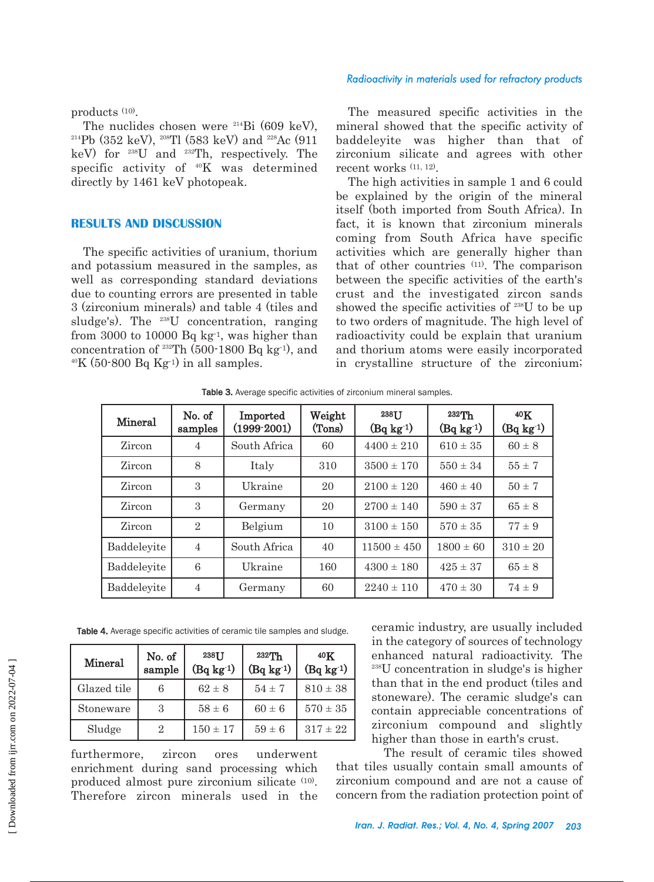products [10].

The nuclides chosen were $^{214}$Bi (609 keV), $^{214}$Pb (352 keV), $^{208}$Tl (583 keV) and $^{228}$Ac (911 keV) for $^{238}$U and $^{232}$Th, respectively. The specific activity of $^{40}$K was determined directly by 1461 keV photopeak.

## RESULTS AND DISCUSSION

The specific activities of uranium, thorium and potassium measured in the samples, as well as corresponding standard deviations due to counting errors are presented in table 3 (zirconium minerals) and table 4 (tiles and sludge's). The $^{238}$U concentration, ranging from 3000 to 10000 Bq kg$^{-1}$, was higher than concentration of $^{232}$Th (500-1800 Bq kg$^{-1}$), and $^{40}$K (50-800 Bq Kg$^{-1}$) in all samples.

The measured specific activities in the mineral showed that the specific activity of baddeleyite was higher than that of zirconium silicate and agrees with other recent works [11, 12].

The high activities in sample 1 and 6 could be explained by the origin of the mineral itself (both imported from South Africa). In fact, it is known that zirconium minerals coming from South Africa have specific activities which are generally higher than that of other countries [11]. The comparison between the specific activities of the earth's crust and the investigated zircon sands showed the specific activities of $^{238}$U to be up to two orders of magnitude. The high level of radioactivity could be explain that uranium and thorium atoms were easily incorporated in crystalline structure of the zirconium; furthermore, zircon ores underwent enrichment during sand processing which produced almost pure zirconium silicate [10]. Therefore zircon minerals used in the ceramic industry, are usually included in the category of sources of technology enhanced natural radioactivity. The $^{238}$U concentration in sludge's is higher than that in the end product (tiles and stoneware). The ceramic sludge's can contain appreciable concentrations of zirconium compound and slightly higher than those in earth's crust.

The result of ceramic tiles showed that tiles usually contain small amounts of zirconium compound and are not a cause of concern from the radiation protection point of

**Table 3.** Average specific activities of zirconium mineral samples.

| Mineral | No. of samples | Imported (1999-2001) | Weight (Tons) | $^{238}$U (Bq kg$^{-1}$) | $^{232}$Th (Bq kg$^{-1}$) | $^{40}$K (Bq kg$^{-1}$) |
|---|---|---|---|---|---|---|
| Zircon | 4 | South Africa | 60 | 4400 ± 210 | 610 ± 35 | 60 ± 8 |
| Zircon | 8 | Italy | 310 | 3500 ± 170 | 550 ± 34 | 55 ± 7 |
| Zircon | 3 | Ukraine | 20 | 2100 ± 120 | 460 ± 40 | 50 ± 7 |
| Zircon | 3 | Germany | 20 | 2700 ± 140 | 590 ± 37 | 65 ± 8 |
| Zircon | 2 | Belgium | 10 | 3100 ± 150 | 570 ± 35 | 77 ± 9 |
| Baddeleyite | 4 | South Africa | 40 | 11500 ± 450 | 1800 ± 60 | 310 ± 20 |
| Baddeleyite | 6 | Ukraine | 160 | 4300 ± 180 | 425 ± 37 | 65 ± 8 |
| Baddeleyite | 4 | Germany | 60 | 2240 ± 110 | 470 ± 30 | 74 ± 9 |

**Table 4.** Average specific activities of ceramic tile samples and sludge.

| Mineral | No. of sample | $^{238}$U (Bq kg$^{-1}$) | $^{232}$Th (Bq kg$^{-1}$) | $^{40}$K (Bq kg$^{-1}$) |
|---|---|---|---|---|
| Glazed tile | 6 | 62 ± 8 | 54 ± 7 | 810 ± 38 |
| Stoneware | 3 | 58 ± 6 | 60 ± 6 | 570 ± 35 |
| Sludge | 2 | 150 ± 17 | 59 ± 6 | 317 ± 22 |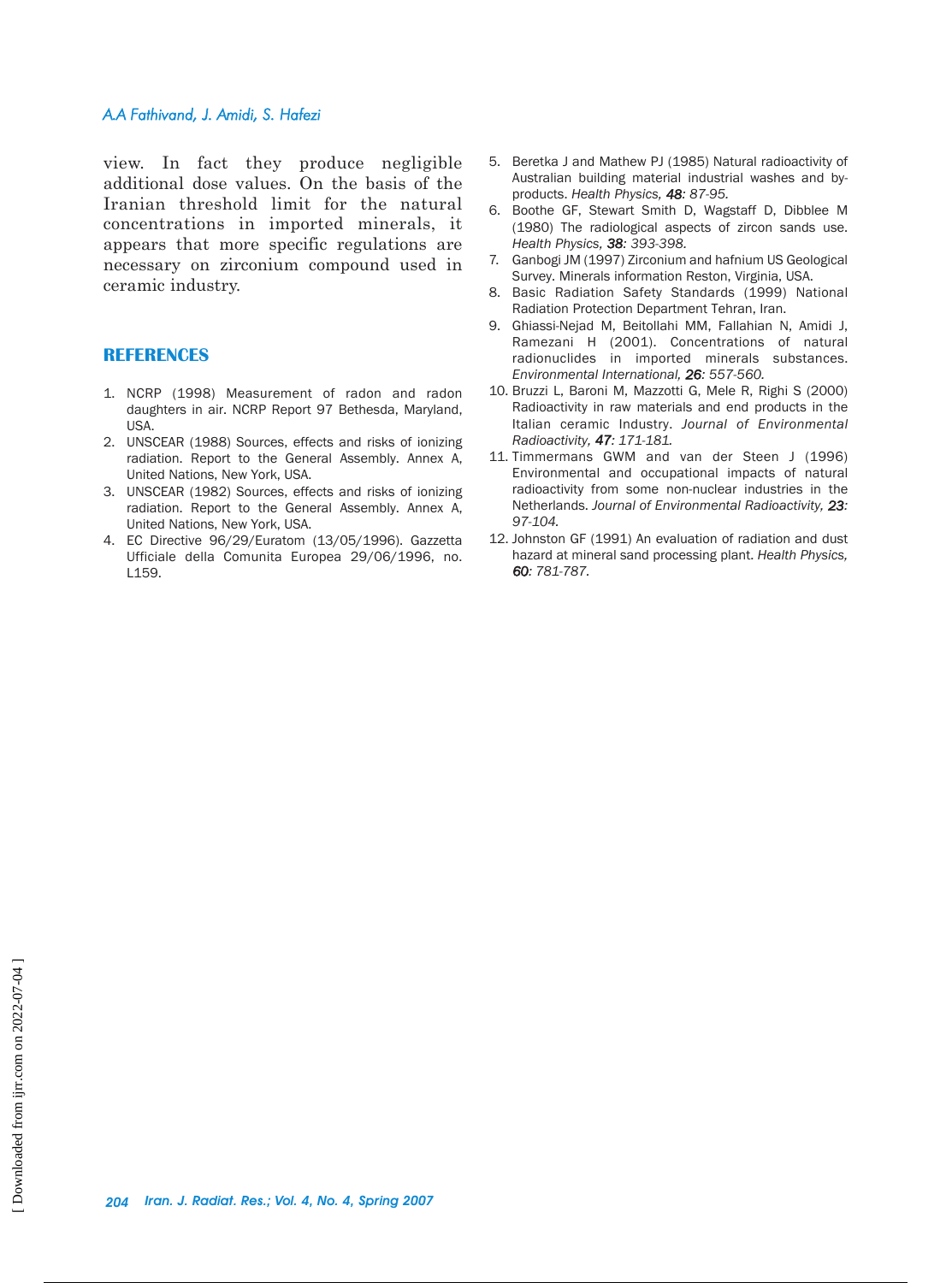view. In fact they produce negligible additional dose values. On the basis of the Iranian threshold limit for the natural concentrations in imported minerals, it appears that more specific regulations are necessary on zirconium compound used in ceramic industry.

## REFERENCES

1. NCRP (1998) Measurement of radon and radon daughters in air. NCRP Report 97 Bethesda, Maryland, USA.
2. UNSCEAR (1988) Sources, effects and risks of ionizing radiation. Report to the General Assembly. Annex A, United Nations, New York, USA.
3. UNSCEAR (1982) Sources, effects and risks of ionizing radiation. Report to the General Assembly. Annex A, United Nations, New York, USA.
4. EC Directive 96/29/Euratom (13/05/1996). Gazzetta Ufficiale della Comunita Europea 29/06/1996, no. L159.
5. Beretka J and Mathew PJ (1985) Natural radioactivity of Australian building material industrial washes and by-products. *Health Physics,* ***48****: 87-95.*
6. Boothe GF, Stewart Smith D, Wagstaff D, Dibblee M (1980) The radiological aspects of zircon sands use. *Health Physics,* ***38****: 393-398.*
7. Ganbogi JM (1997) Zirconium and hafnium US Geological Survey. Minerals information Reston, Virginia, USA.
8. Basic Radiation Safety Standards (1999) National Radiation Protection Department Tehran, Iran.
9. Ghiassi-Nejad M, Beitollahi MM, Fallahian N, Amidi J, Ramezani H (2001). Concentrations of natural radionuclides in imported minerals substances. *Environmental International,* ***26****: 557-560.*
10. Bruzzi L, Baroni M, Mazzotti G, Mele R, Righi S (2000) Radioactivity in raw materials and end products in the Italian ceramic Industry. *Journal of Environmental Radioactivity,* ***47****: 171-181.*
11. Timmermans GWM and van der Steen J (1996) Environmental and occupational impacts of natural radioactivity from some non-nuclear industries in the Netherlands. *Journal of Environmental Radioactivity,* ***23****: 97-104.*
12. Johnston GF (1991) An evaluation of radiation and dust hazard at mineral sand processing plant. *Health Physics,* ***60****: 781-787.*